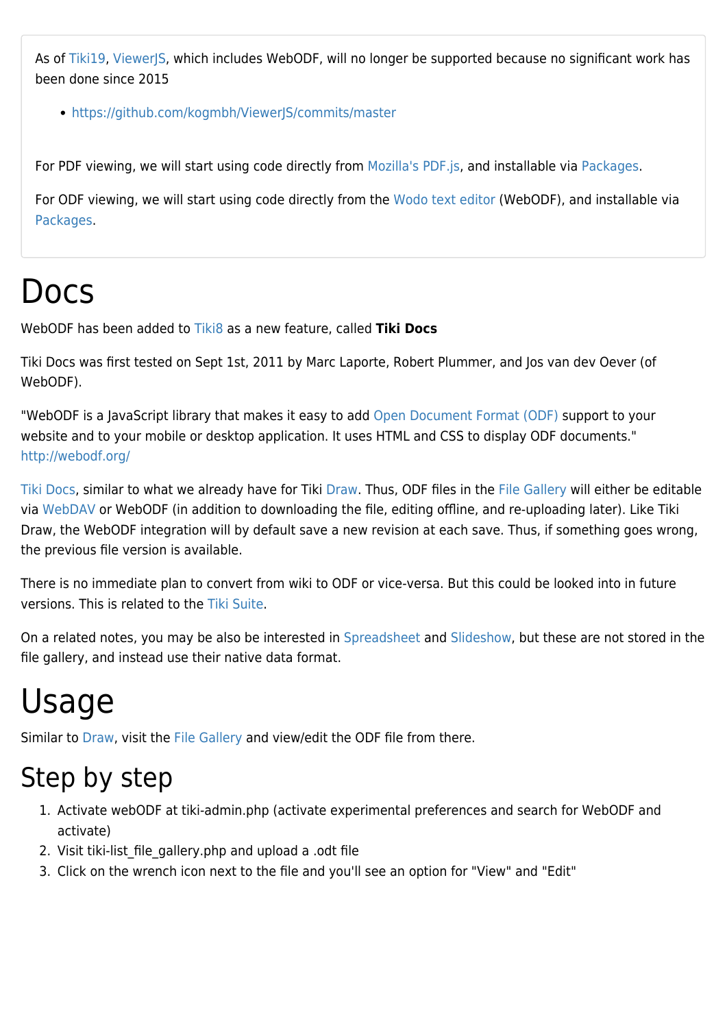As of Tiki19, ViewerJS, which includes WebODF, will no longer be supported because no significant work has been done since 2015

- https://github.com/kogmbh/ViewerJS/commits/master

For PDF viewing, we will start using code directly from Mozilla's PDF.js, and installable via Packages.

For ODF viewing, we will start using code directly from the Wodo text editor (WebODF), and installable via Packages.

# Docs

WebODF has been added to Tiki8 as a new feature, called **Tiki Docs**

Tiki Docs was first tested on Sept 1st, 2011 by Marc Laporte, Robert Plummer, and Jos van dev Oever (of WebODF).

"WebODF is a JavaScript library that makes it easy to add Open Document Format (ODF) support to your website and to your mobile or desktop application. It uses HTML and CSS to display ODF documents." http://webodf.org/

Tiki Docs, similar to what we already have for Tiki Draw. Thus, ODF files in the File Gallery will either be editable via WebDAV or WebODF (in addition to downloading the file, editing offline, and re-uploading later). Like Tiki Draw, the WebODF integration will by default save a new revision at each save. Thus, if something goes wrong, the previous file version is available.

There is no immediate plan to convert from wiki to ODF or vice-versa. But this could be looked into in future versions. This is related to the Tiki Suite.

On a related notes, you may be also be interested in Spreadsheet and Slideshow, but these are not stored in the file gallery, and instead use their native data format.

# Usage

Similar to Draw, visit the File Gallery and view/edit the ODF file from there.

## Step by step

1. Activate webODF at tiki-admin.php (activate experimental preferences and search for WebODF and activate)
2. Visit tiki-list_file_gallery.php and upload a .odt file
3. Click on the wrench icon next to the file and you'll see an option for "View" and "Edit"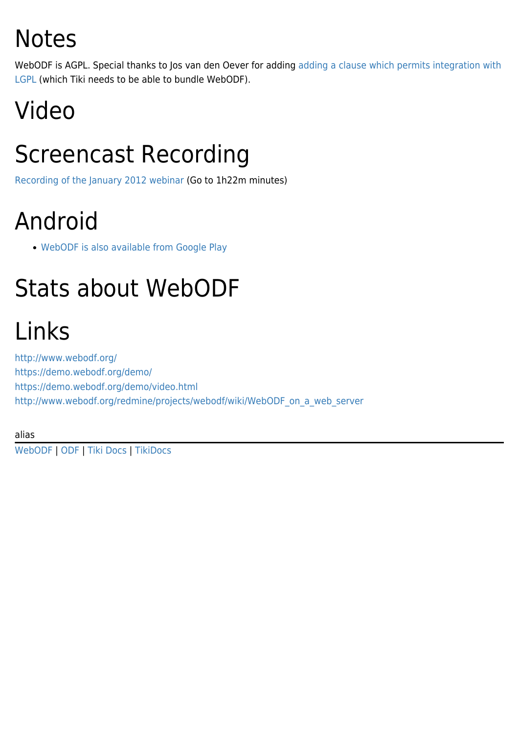# Notes

WebODF is AGPL. Special thanks to Jos van den Oever for adding adding a clause which permits integration with LGPL (which Tiki needs to be able to bundle WebODF).

# Video

# Screencast Recording

Recording of the January 2012 webinar (Go to 1h22m minutes)

# Android

- WebODF is also available from Google Play

# Stats about WebODF

# Links

http://www.webodf.org/
https://demo.webodf.org/demo/
https://demo.webodf.org/demo/video.html
http://www.webodf.org/redmine/projects/webodf/wiki/WebODF_on_a_web_server

alias

---

WebODF | ODF | Tiki Docs | TikiDocs